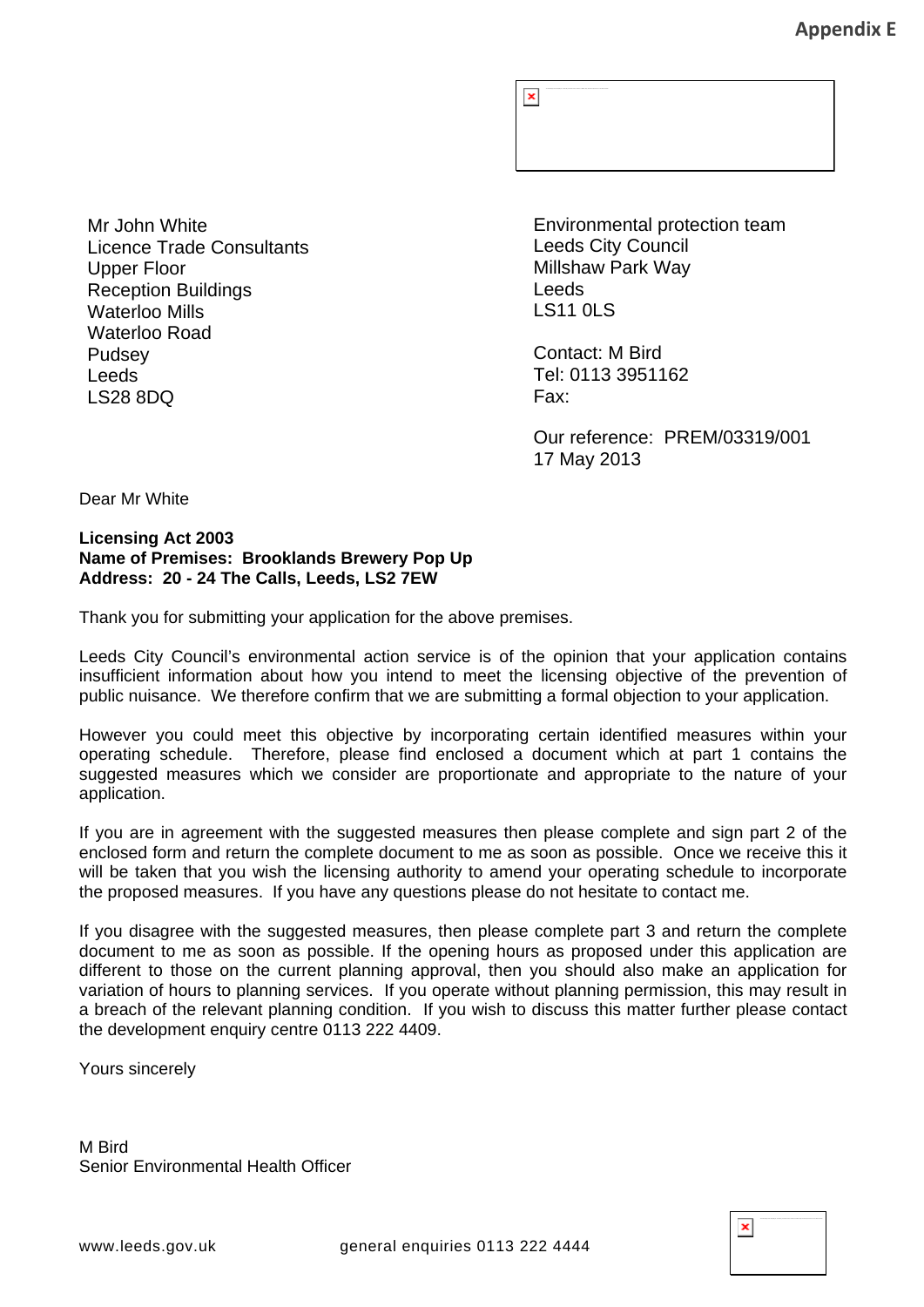**Appendix E**

Mr John White
Licence Trade Consultants
Upper Floor
Reception Buildings
Waterloo Mills
Waterloo Road
Pudsey
Leeds
LS28 8DQ

Environmental protection team
Leeds City Council
Millshaw Park Way
Leeds
LS11 0LS

Contact: M Bird
Tel: 0113 3951162
Fax:

Our reference: PREM/03319/001
17 May 2013

Dear Mr White

**Licensing Act 2003**
**Name of Premises: Brooklands Brewery Pop Up**
**Address: 20 - 24 The Calls, Leeds, LS2 7EW**

Thank you for submitting your application for the above premises.

Leeds City Council's environmental action service is of the opinion that your application contains insufficient information about how you intend to meet the licensing objective of the prevention of public nuisance. We therefore confirm that we are submitting a formal objection to your application.

However you could meet this objective by incorporating certain identified measures within your operating schedule. Therefore, please find enclosed a document which at part 1 contains the suggested measures which we consider are proportionate and appropriate to the nature of your application.

If you are in agreement with the suggested measures then please complete and sign part 2 of the enclosed form and return the complete document to me as soon as possible. Once we receive this it will be taken that you wish the licensing authority to amend your operating schedule to incorporate the proposed measures. If you have any questions please do not hesitate to contact me.

If you disagree with the suggested measures, then please complete part 3 and return the complete document to me as soon as possible. If the opening hours as proposed under this application are different to those on the current planning approval, then you should also make an application for variation of hours to planning services. If you operate without planning permission, this may result in a breach of the relevant planning condition. If you wish to discuss this matter further please contact the development enquiry centre 0113 222 4409.

Yours sincerely

M Bird
Senior Environmental Health Officer

www.leeds.gov.uk general enquiries 0113 222 4444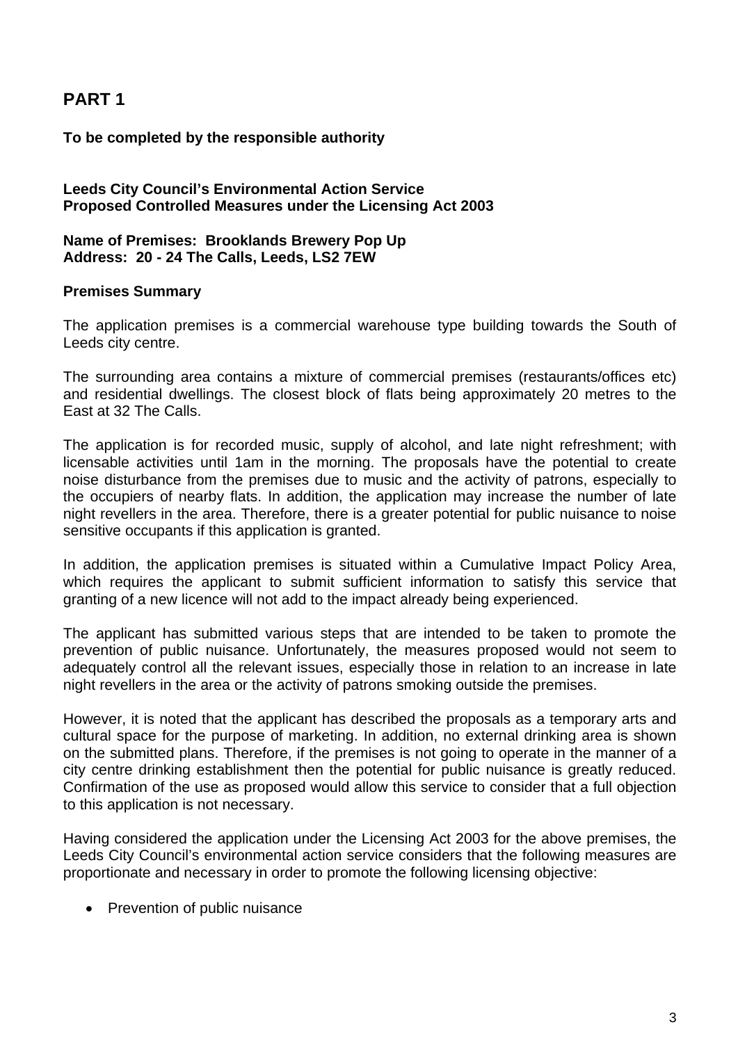## PART 1

**To be completed by the responsible authority**

**Leeds City Council's Environmental Action Service**
**Proposed Controlled Measures under the Licensing Act 2003**

**Name of Premises: Brooklands Brewery Pop Up**
**Address: 20 - 24 The Calls, Leeds, LS2 7EW**

**Premises Summary**

The application premises is a commercial warehouse type building towards the South of Leeds city centre.

The surrounding area contains a mixture of commercial premises (restaurants/offices etc) and residential dwellings. The closest block of flats being approximately 20 metres to the East at 32 The Calls.

The application is for recorded music, supply of alcohol, and late night refreshment; with licensable activities until 1am in the morning. The proposals have the potential to create noise disturbance from the premises due to music and the activity of patrons, especially to the occupiers of nearby flats. In addition, the application may increase the number of late night revellers in the area. Therefore, there is a greater potential for public nuisance to noise sensitive occupants if this application is granted.

In addition, the application premises is situated within a Cumulative Impact Policy Area, which requires the applicant to submit sufficient information to satisfy this service that granting of a new licence will not add to the impact already being experienced.

The applicant has submitted various steps that are intended to be taken to promote the prevention of public nuisance. Unfortunately, the measures proposed would not seem to adequately control all the relevant issues, especially those in relation to an increase in late night revellers in the area or the activity of patrons smoking outside the premises.

However, it is noted that the applicant has described the proposals as a temporary arts and cultural space for the purpose of marketing. In addition, no external drinking area is shown on the submitted plans. Therefore, if the premises is not going to operate in the manner of a city centre drinking establishment then the potential for public nuisance is greatly reduced. Confirmation of the use as proposed would allow this service to consider that a full objection to this application is not necessary.

Having considered the application under the Licensing Act 2003 for the above premises, the Leeds City Council's environmental action service considers that the following measures are proportionate and necessary in order to promote the following licensing objective:

- Prevention of public nuisance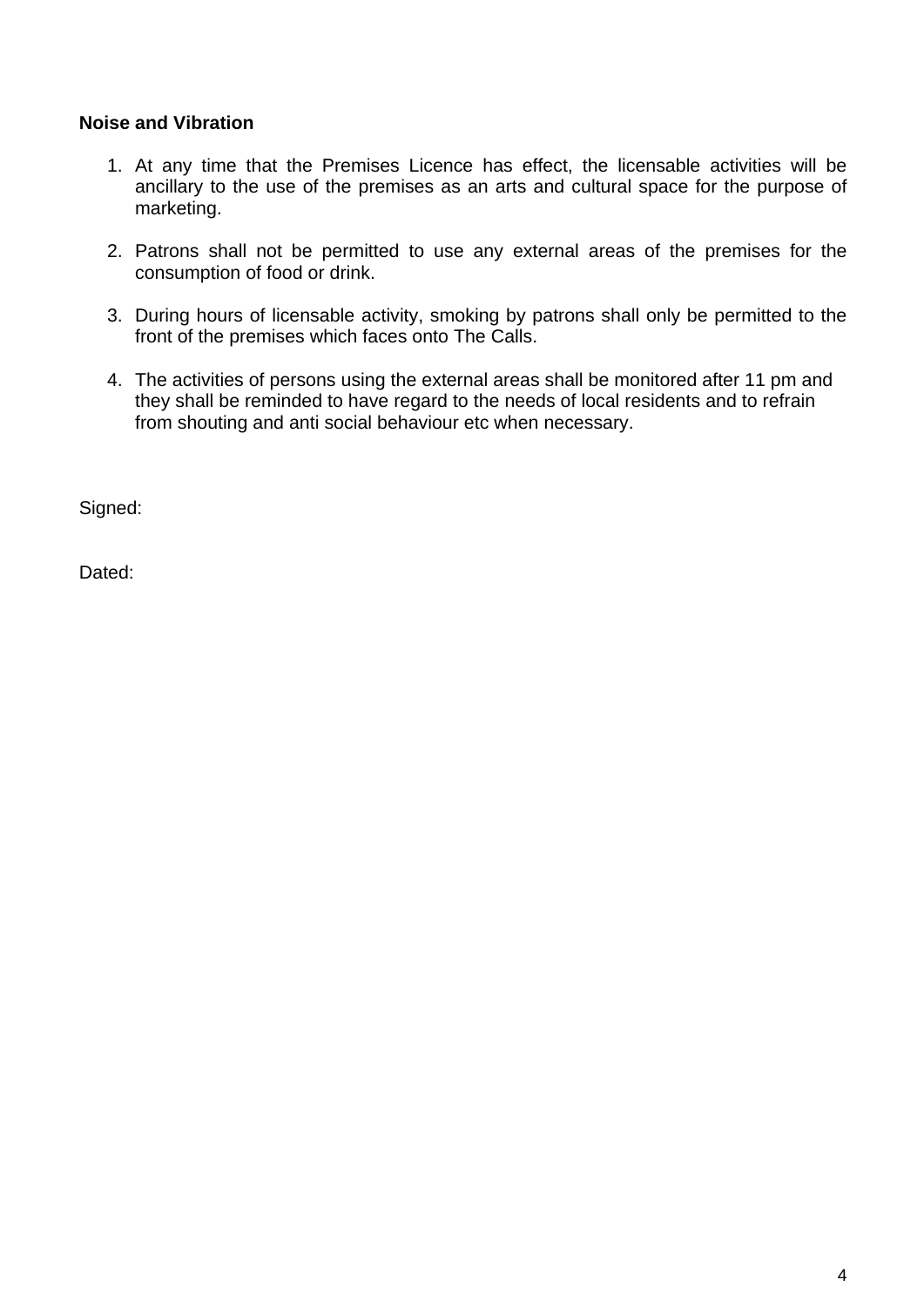**Noise and Vibration**

1. At any time that the Premises Licence has effect, the licensable activities will be ancillary to the use of the premises as an arts and cultural space for the purpose of marketing.

2. Patrons shall not be permitted to use any external areas of the premises for the consumption of food or drink.

3. During hours of licensable activity, smoking by patrons shall only be permitted to the front of the premises which faces onto The Calls.

4. The activities of persons using the external areas shall be monitored after 11 pm and they shall be reminded to have regard to the needs of local residents and to refrain from shouting and anti social behaviour etc when necessary.

Signed:

Dated: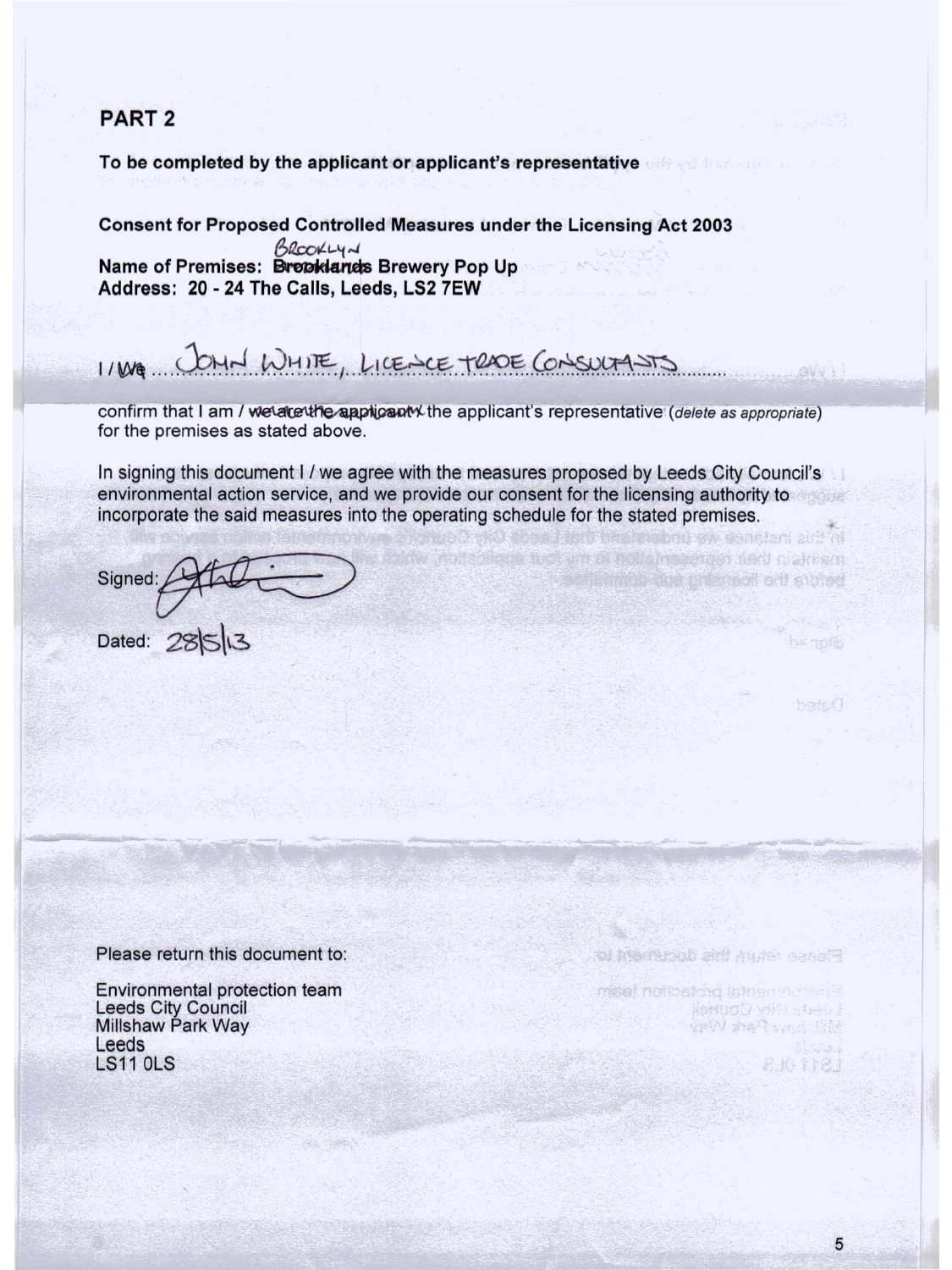## PART 2

**To be completed by the applicant or applicant's representative**

**Consent for Proposed Controlled Measures under the Licensing Act 2003**

**Name of Premises:** ~~**Brooklands**~~ BROOKLYN **Brewery Pop Up**
**Address: 20 - 24 The Calls, Leeds, LS2 7EW**

I / ~~We~~ JOHN WHITE, LICENCE TRADE CONSULTANTS

confirm that I am / ~~we are the applicant/~~ the applicant's representative (*delete as appropriate*) for the premises as stated above.

In signing this document I / we agree with the measures proposed by Leeds City Council's environmental action service, and we provide our consent for the licensing authority to incorporate the said measures into the operating schedule for the stated premises.

Signed: [signature]

Dated: 28/5/13

Please return this document to:

Environmental protection team
Leeds City Council
Millshaw Park Way
Leeds
LS11 0LS